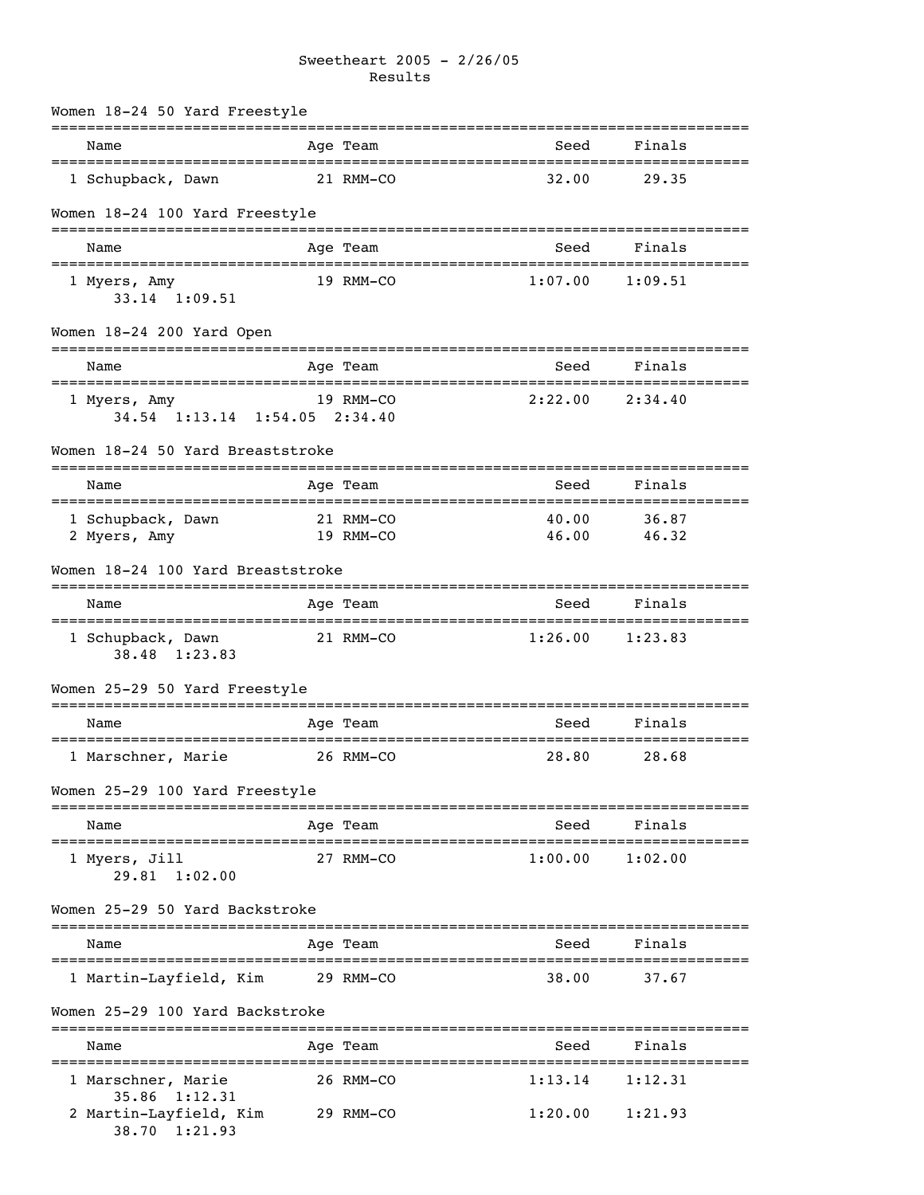# Sweetheart 2005 - 2/26/05
## Results

### Women 18-24 50 Yard Freestyle

| Name | Age | Team | Seed | Finals |
|---|---|---|---|---|
| 1 Schupback, Dawn | 21 | RMM-CO | 32.00 | 29.35 |

### Women 18-24 100 Yard Freestyle

| Name | Age | Team | Seed | Finals |
|---|---|---|---|---|
| 1 Myers, Amy | 19 | RMM-CO | 1:07.00 | 1:09.51 |
| 33.14  1:09.51 | | | | |

### Women 18-24 200 Yard Open

| Name | Age | Team | Seed | Finals |
|---|---|---|---|---|
| 1 Myers, Amy | 19 | RMM-CO | 2:22.00 | 2:34.40 |
| 34.54  1:13.14  1:54.05  2:34.40 | | | | |

### Women 18-24 50 Yard Breaststroke

| Name | Age | Team | Seed | Finals |
|---|---|---|---|---|
| 1 Schupback, Dawn | 21 | RMM-CO | 40.00 | 36.87 |
| 2 Myers, Amy | 19 | RMM-CO | 46.00 | 46.32 |

### Women 18-24 100 Yard Breaststroke

| Name | Age | Team | Seed | Finals |
|---|---|---|---|---|
| 1 Schupback, Dawn | 21 | RMM-CO | 1:26.00 | 1:23.83 |
| 38.48  1:23.83 | | | | |

### Women 25-29 50 Yard Freestyle

| Name | Age | Team | Seed | Finals |
|---|---|---|---|---|
| 1 Marschner, Marie | 26 | RMM-CO | 28.80 | 28.68 |

### Women 25-29 100 Yard Freestyle

| Name | Age | Team | Seed | Finals |
|---|---|---|---|---|
| 1 Myers, Jill | 27 | RMM-CO | 1:00.00 | 1:02.00 |
| 29.81  1:02.00 | | | | |

### Women 25-29 50 Yard Backstroke

| Name | Age | Team | Seed | Finals |
|---|---|---|---|---|
| 1 Martin-Layfield, Kim | 29 | RMM-CO | 38.00 | 37.67 |

### Women 25-29 100 Yard Backstroke

| Name | Age | Team | Seed | Finals |
|---|---|---|---|---|
| 1 Marschner, Marie | 26 | RMM-CO | 1:13.14 | 1:12.31 |
| 35.86  1:12.31 | | | | |
| 2 Martin-Layfield, Kim | 29 | RMM-CO | 1:20.00 | 1:21.93 |
| 38.70  1:21.93 | | | | |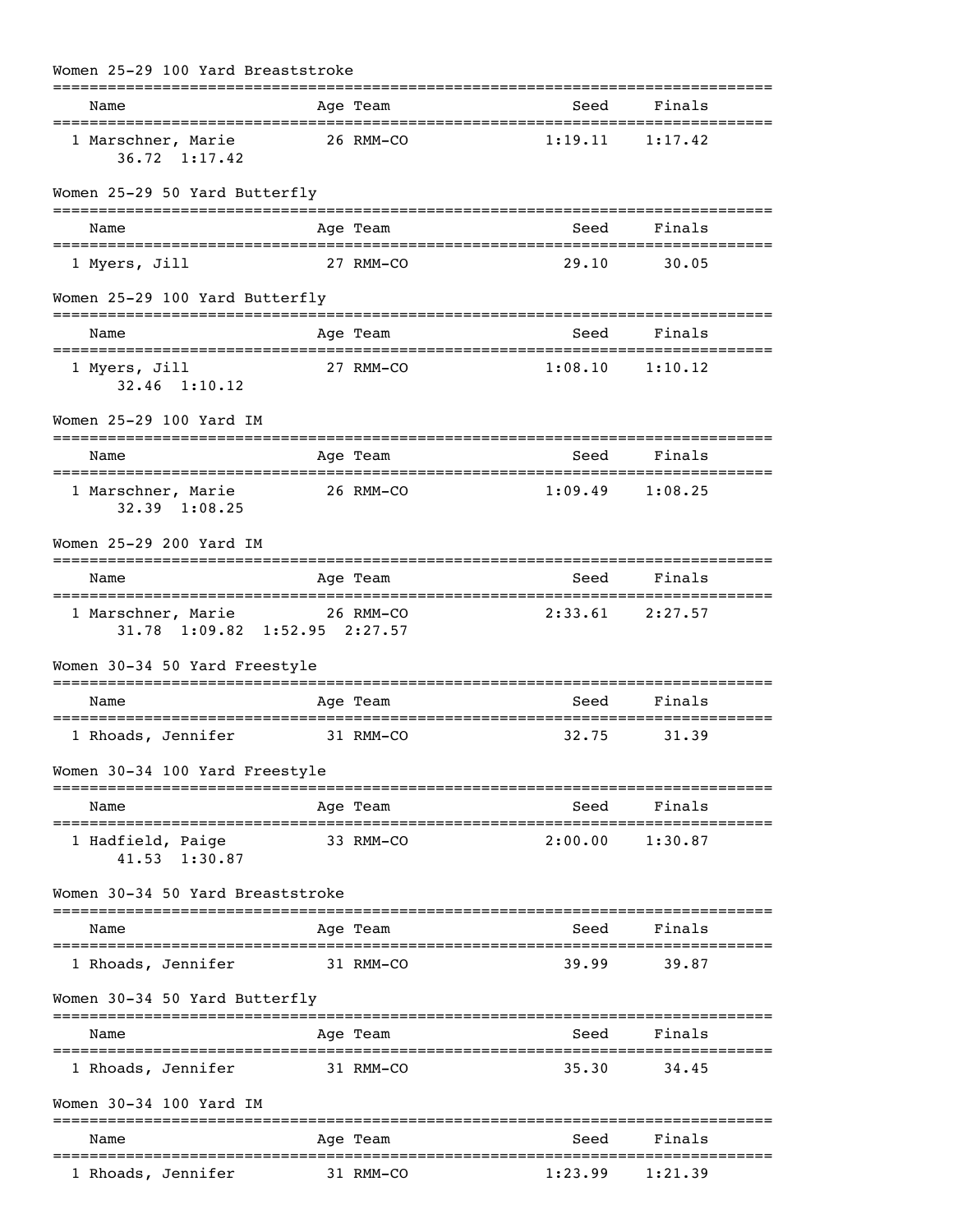## Women 25-29 100 Yard Breaststroke

| | Name | Age | Team | Seed | Finals |
|---|---|---|---|---|---|
| 1 | Marschner, Marie | 26 | RMM-CO | 1:19.11 | 1:17.42 |
| | 36.72 1:17.42 | | | | |

## Women 25-29 50 Yard Butterfly

| | Name | Age | Team | Seed | Finals |
|---|---|---|---|---|---|
| 1 | Myers, Jill | 27 | RMM-CO | 29.10 | 30.05 |

## Women 25-29 100 Yard Butterfly

| | Name | Age | Team | Seed | Finals |
|---|---|---|---|---|---|
| 1 | Myers, Jill | 27 | RMM-CO | 1:08.10 | 1:10.12 |
| | 32.46 1:10.12 | | | | |

## Women 25-29 100 Yard IM

| | Name | Age | Team | Seed | Finals |
|---|---|---|---|---|---|
| 1 | Marschner, Marie | 26 | RMM-CO | 1:09.49 | 1:08.25 |
| | 32.39 1:08.25 | | | | |

## Women 25-29 200 Yard IM

| | Name | Age | Team | Seed | Finals |
|---|---|---|---|---|---|
| 1 | Marschner, Marie | 26 | RMM-CO | 2:33.61 | 2:27.57 |
| | 31.78 1:09.82 1:52.95 2:27.57 | | | | |

## Women 30-34 50 Yard Freestyle

| | Name | Age | Team | Seed | Finals |
|---|---|---|---|---|---|
| 1 | Rhoads, Jennifer | 31 | RMM-CO | 32.75 | 31.39 |

## Women 30-34 100 Yard Freestyle

| | Name | Age | Team | Seed | Finals |
|---|---|---|---|---|---|
| 1 | Hadfield, Paige | 33 | RMM-CO | 2:00.00 | 1:30.87 |
| | 41.53 1:30.87 | | | | |

## Women 30-34 50 Yard Breaststroke

| | Name | Age | Team | Seed | Finals |
|---|---|---|---|---|---|
| 1 | Rhoads, Jennifer | 31 | RMM-CO | 39.99 | 39.87 |

## Women 30-34 50 Yard Butterfly

| | Name | Age | Team | Seed | Finals |
|---|---|---|---|---|---|
| 1 | Rhoads, Jennifer | 31 | RMM-CO | 35.30 | 34.45 |

## Women 30-34 100 Yard IM

| | Name | Age | Team | Seed | Finals |
|---|---|---|---|---|---|
| 1 | Rhoads, Jennifer | 31 | RMM-CO | 1:23.99 | 1:21.39 |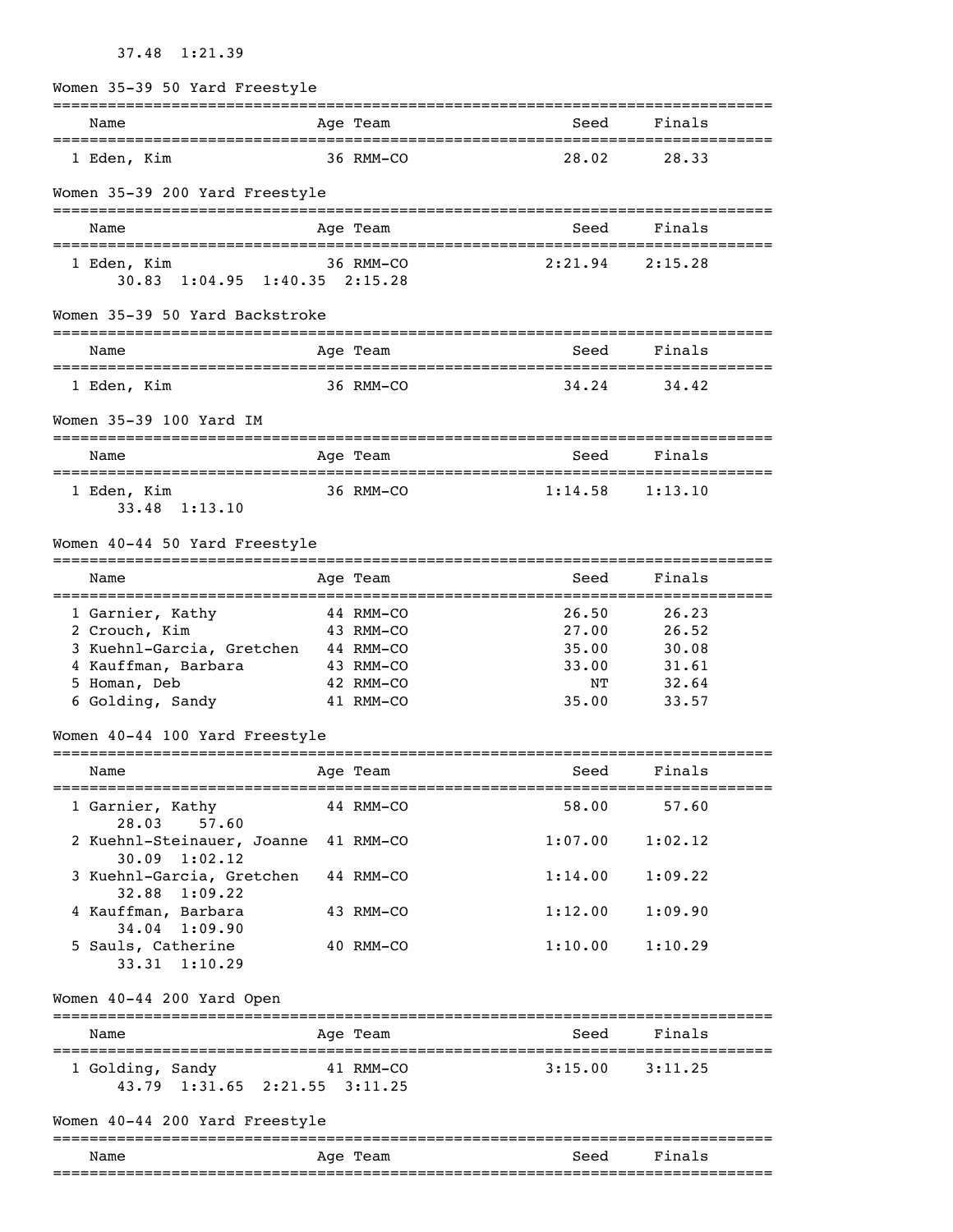37.48 1:21.39

## Women 35-39 50 Yard Freestyle

| Name | Age | Team | Seed | Finals |
|---|---|---|---|---|
| 1 Eden, Kim | 36 | RMM-CO | 28.02 | 28.33 |

## Women 35-39 200 Yard Freestyle

| Name | Age | Team | Seed | Finals |
|---|---|---|---|---|
| 1 Eden, Kim | 36 | RMM-CO | 2:21.94 | 2:15.28 |
| 30.83 1:04.95 1:40.35 2:15.28 | | | | |

## Women 35-39 50 Yard Backstroke

| Name | Age | Team | Seed | Finals |
|---|---|---|---|---|
| 1 Eden, Kim | 36 | RMM-CO | 34.24 | 34.42 |

## Women 35-39 100 Yard IM

| Name | Age | Team | Seed | Finals |
|---|---|---|---|---|
| 1 Eden, Kim | 36 | RMM-CO | 1:14.58 | 1:13.10 |
| 33.48 1:13.10 | | | | |

## Women 40-44 50 Yard Freestyle

| Name | Age | Team | Seed | Finals |
|---|---|---|---|---|
| 1 Garnier, Kathy | 44 | RMM-CO | 26.50 | 26.23 |
| 2 Crouch, Kim | 43 | RMM-CO | 27.00 | 26.52 |
| 3 Kuehnl-Garcia, Gretchen | 44 | RMM-CO | 35.00 | 30.08 |
| 4 Kauffman, Barbara | 43 | RMM-CO | 33.00 | 31.61 |
| 5 Homan, Deb | 42 | RMM-CO | NT | 32.64 |
| 6 Golding, Sandy | 41 | RMM-CO | 35.00 | 33.57 |

## Women 40-44 100 Yard Freestyle

| Name | Age | Team | Seed | Finals |
|---|---|---|---|---|
| 1 Garnier, Kathy | 44 | RMM-CO | 58.00 | 57.60 |
| 28.03 57.60 | | | | |
| 2 Kuehnl-Steinauer, Joanne | 41 | RMM-CO | 1:07.00 | 1:02.12 |
| 30.09 1:02.12 | | | | |
| 3 Kuehnl-Garcia, Gretchen | 44 | RMM-CO | 1:14.00 | 1:09.22 |
| 32.88 1:09.22 | | | | |
| 4 Kauffman, Barbara | 43 | RMM-CO | 1:12.00 | 1:09.90 |
| 34.04 1:09.90 | | | | |
| 5 Sauls, Catherine | 40 | RMM-CO | 1:10.00 | 1:10.29 |
| 33.31 1:10.29 | | | | |

## Women 40-44 200 Yard Open

| Name | Age | Team | Seed | Finals |
|---|---|---|---|---|
| 1 Golding, Sandy | 41 | RMM-CO | 3:15.00 | 3:11.25 |
| 43.79 1:31.65 2:21.55 3:11.25 | | | | |

## Women 40-44 200 Yard Freestyle

| Name | Age | Team | Seed | Finals |
|---|---|---|---|---|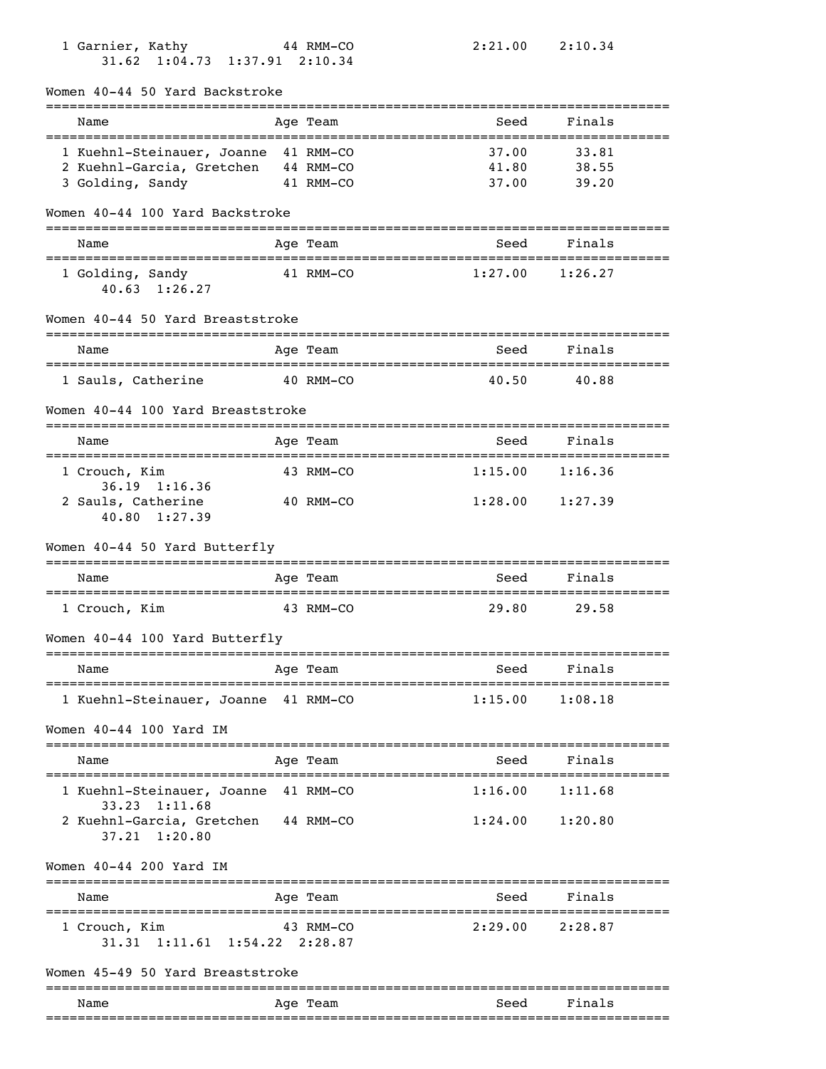| Name | Age | Team | Seed | Finals |
|---|---|---|---|---|
| 1 Garnier, Kathy | 44 | RMM-CO | 2:21.00 | 2:10.34 |
| 31.62 1:04.73 1:37.91 2:10.34 | | | | |

## Women 40-44 50 Yard Backstroke

| Name | Age | Team | Seed | Finals |
|---|---|---|---|---|
| 1 Kuehnl-Steinauer, Joanne | 41 | RMM-CO | 37.00 | 33.81 |
| 2 Kuehnl-Garcia, Gretchen | 44 | RMM-CO | 41.80 | 38.55 |
| 3 Golding, Sandy | 41 | RMM-CO | 37.00 | 39.20 |

## Women 40-44 100 Yard Backstroke

| Name | Age | Team | Seed | Finals |
|---|---|---|---|---|
| 1 Golding, Sandy | 41 | RMM-CO | 1:27.00 | 1:26.27 |
| 40.63 1:26.27 | | | | |

## Women 40-44 50 Yard Breaststroke

| Name | Age | Team | Seed | Finals |
|---|---|---|---|---|
| 1 Sauls, Catherine | 40 | RMM-CO | 40.50 | 40.88 |

## Women 40-44 100 Yard Breaststroke

| Name | Age | Team | Seed | Finals |
|---|---|---|---|---|
| 1 Crouch, Kim | 43 | RMM-CO | 1:15.00 | 1:16.36 |
| 36.19 1:16.36 | | | | |
| 2 Sauls, Catherine | 40 | RMM-CO | 1:28.00 | 1:27.39 |
| 40.80 1:27.39 | | | | |

## Women 40-44 50 Yard Butterfly

| Name | Age | Team | Seed | Finals |
|---|---|---|---|---|
| 1 Crouch, Kim | 43 | RMM-CO | 29.80 | 29.58 |

## Women 40-44 100 Yard Butterfly

| Name | Age | Team | Seed | Finals |
|---|---|---|---|---|
| 1 Kuehnl-Steinauer, Joanne | 41 | RMM-CO | 1:15.00 | 1:08.18 |

## Women 40-44 100 Yard IM

| Name | Age | Team | Seed | Finals |
|---|---|---|---|---|
| 1 Kuehnl-Steinauer, Joanne | 41 | RMM-CO | 1:16.00 | 1:11.68 |
| 33.23 1:11.68 | | | | |
| 2 Kuehnl-Garcia, Gretchen | 44 | RMM-CO | 1:24.00 | 1:20.80 |
| 37.21 1:20.80 | | | | |

## Women 40-44 200 Yard IM

| Name | Age | Team | Seed | Finals |
|---|---|---|---|---|
| 1 Crouch, Kim | 43 | RMM-CO | 2:29.00 | 2:28.87 |
| 31.31 1:11.61 1:54.22 2:28.87 | | | | |

## Women 45-49 50 Yard Breaststroke

| Name | Age | Team | Seed | Finals |
|---|---|---|---|---|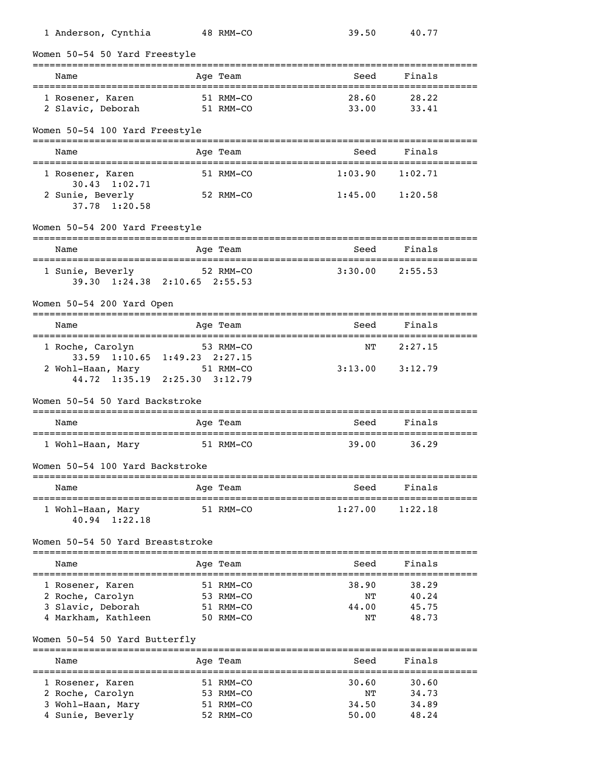| Name | Age | Team | Seed | Finals |
|---|---|---|---|---|
| 1 Anderson, Cynthia | 48 | RMM-CO | 39.50 | 40.77 |

### Women 50-54 50 Yard Freestyle

| Name | Age | Team | Seed | Finals |
|---|---|---|---|---|
| 1 Rosener, Karen | 51 | RMM-CO | 28.60 | 28.22 |
| 2 Slavic, Deborah | 51 | RMM-CO | 33.00 | 33.41 |

### Women 50-54 100 Yard Freestyle

| Name | Age | Team | Seed | Finals |
|---|---|---|---|---|
| 1 Rosener, Karen | 51 | RMM-CO | 1:03.90 | 1:02.71 |
| 30.43  1:02.71 | | | | |
| 2 Sunie, Beverly | 52 | RMM-CO | 1:45.00 | 1:20.58 |
| 37.78  1:20.58 | | | | |

### Women 50-54 200 Yard Freestyle

| Name | Age | Team | Seed | Finals |
|---|---|---|---|---|
| 1 Sunie, Beverly | 52 | RMM-CO | 3:30.00 | 2:55.53 |
| 39.30  1:24.38  2:10.65  2:55.53 | | | | |

### Women 50-54 200 Yard Open

| Name | Age | Team | Seed | Finals |
|---|---|---|---|---|
| 1 Roche, Carolyn | 53 | RMM-CO | NT | 2:27.15 |
| 33.59  1:10.65  1:49.23  2:27.15 | | | | |
| 2 Wohl-Haan, Mary | 51 | RMM-CO | 3:13.00 | 3:12.79 |
| 44.72  1:35.19  2:25.30  3:12.79 | | | | |

### Women 50-54 50 Yard Backstroke

| Name | Age | Team | Seed | Finals |
|---|---|---|---|---|
| 1 Wohl-Haan, Mary | 51 | RMM-CO | 39.00 | 36.29 |

### Women 50-54 100 Yard Backstroke

| Name | Age | Team | Seed | Finals |
|---|---|---|---|---|
| 1 Wohl-Haan, Mary | 51 | RMM-CO | 1:27.00 | 1:22.18 |
| 40.94  1:22.18 | | | | |

### Women 50-54 50 Yard Breaststroke

| Name | Age | Team | Seed | Finals |
|---|---|---|---|---|
| 1 Rosener, Karen | 51 | RMM-CO | 38.90 | 38.29 |
| 2 Roche, Carolyn | 53 | RMM-CO | NT | 40.24 |
| 3 Slavic, Deborah | 51 | RMM-CO | 44.00 | 45.75 |
| 4 Markham, Kathleen | 50 | RMM-CO | NT | 48.73 |

### Women 50-54 50 Yard Butterfly

| Name | Age | Team | Seed | Finals |
|---|---|---|---|---|
| 1 Rosener, Karen | 51 | RMM-CO | 30.60 | 30.60 |
| 2 Roche, Carolyn | 53 | RMM-CO | NT | 34.73 |
| 3 Wohl-Haan, Mary | 51 | RMM-CO | 34.50 | 34.89 |
| 4 Sunie, Beverly | 52 | RMM-CO | 50.00 | 48.24 |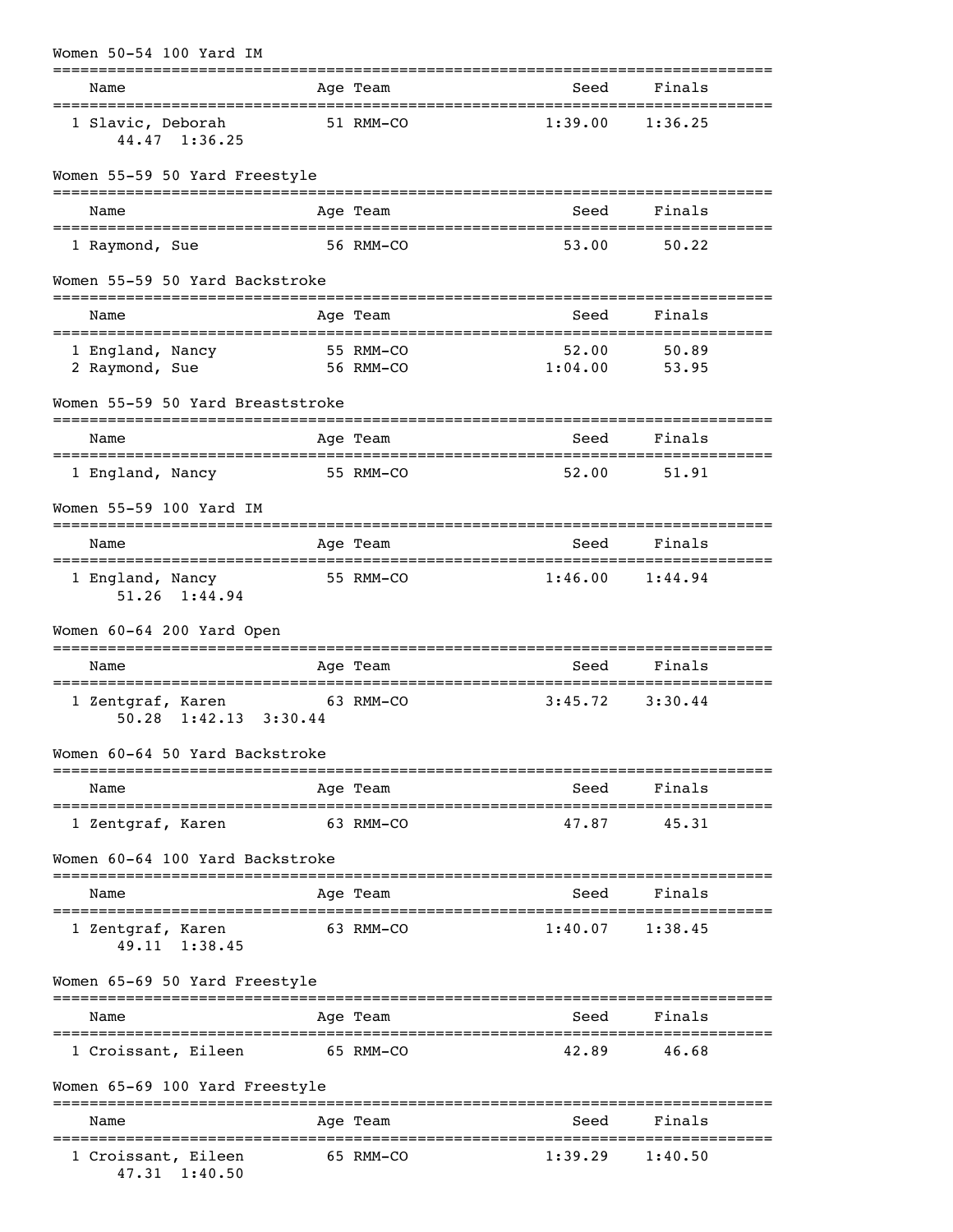## Women 50-54 100 Yard IM

| Name | Age | Team | Seed | Finals |
|---|---|---|---|---|
| 1 Slavic, Deborah | 51 | RMM-CO | 1:39.00 | 1:36.25 |
| 44.47  1:36.25 | | | | |

## Women 55-59 50 Yard Freestyle

| Name | Age | Team | Seed | Finals |
|---|---|---|---|---|
| 1 Raymond, Sue | 56 | RMM-CO | 53.00 | 50.22 |

## Women 55-59 50 Yard Backstroke

| Name | Age | Team | Seed | Finals |
|---|---|---|---|---|
| 1 England, Nancy | 55 | RMM-CO | 52.00 | 50.89 |
| 2 Raymond, Sue | 56 | RMM-CO | 1:04.00 | 53.95 |

## Women 55-59 50 Yard Breaststroke

| Name | Age | Team | Seed | Finals |
|---|---|---|---|---|
| 1 England, Nancy | 55 | RMM-CO | 52.00 | 51.91 |

## Women 55-59 100 Yard IM

| Name | Age | Team | Seed | Finals |
|---|---|---|---|---|
| 1 England, Nancy | 55 | RMM-CO | 1:46.00 | 1:44.94 |
| 51.26  1:44.94 | | | | |

## Women 60-64 200 Yard Open

| Name | Age | Team | Seed | Finals |
|---|---|---|---|---|
| 1 Zentgraf, Karen | 63 | RMM-CO | 3:45.72 | 3:30.44 |
| 50.28  1:42.13  3:30.44 | | | | |

## Women 60-64 50 Yard Backstroke

| Name | Age | Team | Seed | Finals |
|---|---|---|---|---|
| 1 Zentgraf, Karen | 63 | RMM-CO | 47.87 | 45.31 |

## Women 60-64 100 Yard Backstroke

| Name | Age | Team | Seed | Finals |
|---|---|---|---|---|
| 1 Zentgraf, Karen | 63 | RMM-CO | 1:40.07 | 1:38.45 |
| 49.11  1:38.45 | | | | |

## Women 65-69 50 Yard Freestyle

| Name | Age | Team | Seed | Finals |
|---|---|---|---|---|
| 1 Croissant, Eileen | 65 | RMM-CO | 42.89 | 46.68 |

## Women 65-69 100 Yard Freestyle

| Name | Age | Team | Seed | Finals |
|---|---|---|---|---|
| 1 Croissant, Eileen | 65 | RMM-CO | 1:39.29 | 1:40.50 |
| 47.31  1:40.50 | | | | |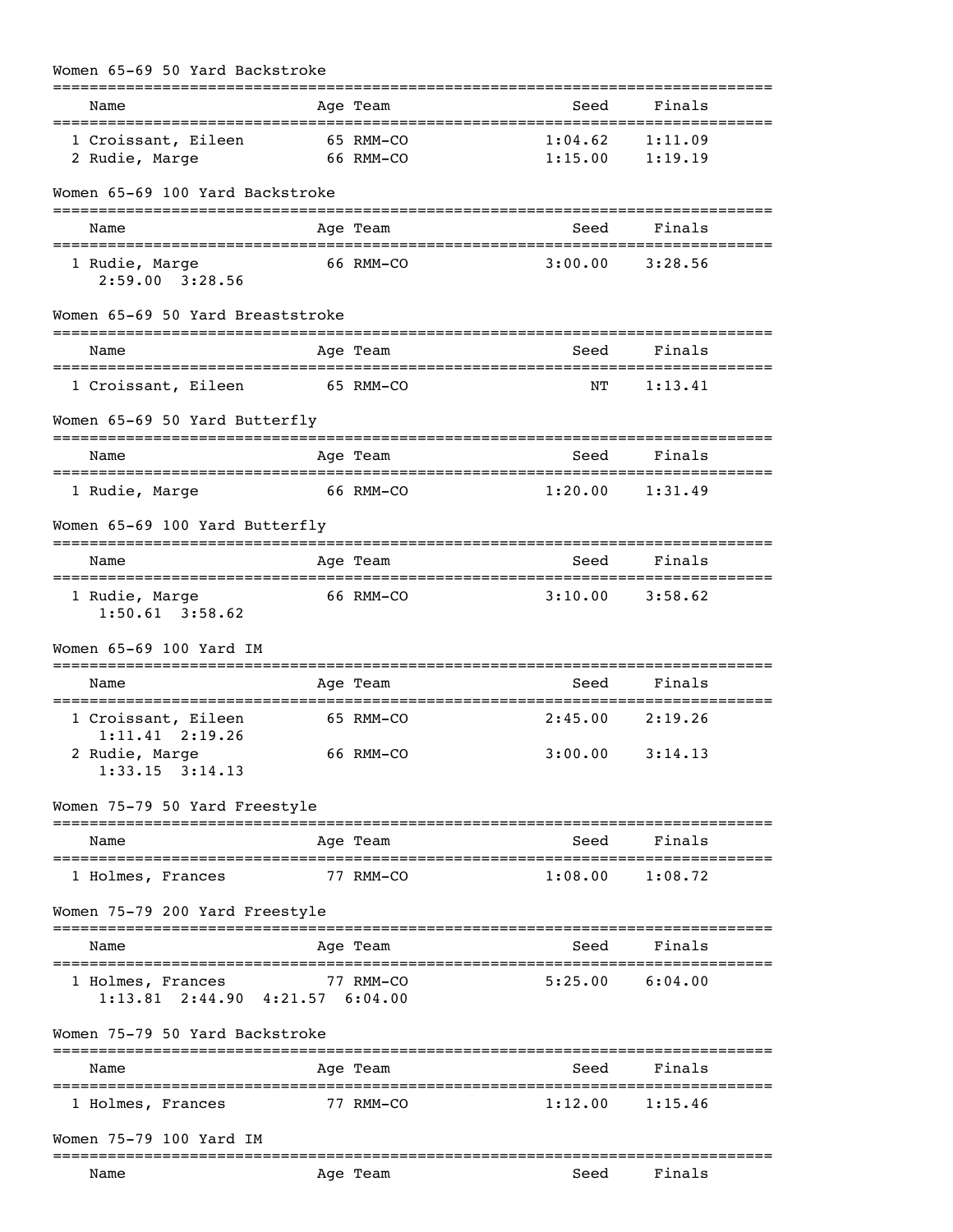## Women 65-69 50 Yard Backstroke

| Name | Age | Team | Seed | Finals |
|---|---|---|---|---|
| 1 Croissant, Eileen | 65 | RMM-CO | 1:04.62 | 1:11.09 |
| 2 Rudie, Marge | 66 | RMM-CO | 1:15.00 | 1:19.19 |

## Women 65-69 100 Yard Backstroke

| Name | Age | Team | Seed | Finals |
|---|---|---|---|---|
| 1 Rudie, Marge | 66 | RMM-CO | 3:00.00 | 3:28.56 |
| 2:59.00 3:28.56 | | | | |

## Women 65-69 50 Yard Breaststroke

| Name | Age | Team | Seed | Finals |
|---|---|---|---|---|
| 1 Croissant, Eileen | 65 | RMM-CO | NT | 1:13.41 |

## Women 65-69 50 Yard Butterfly

| Name | Age | Team | Seed | Finals |
|---|---|---|---|---|
| 1 Rudie, Marge | 66 | RMM-CO | 1:20.00 | 1:31.49 |

## Women 65-69 100 Yard Butterfly

| Name | Age | Team | Seed | Finals |
|---|---|---|---|---|
| 1 Rudie, Marge | 66 | RMM-CO | 3:10.00 | 3:58.62 |
| 1:50.61 3:58.62 | | | | |

## Women 65-69 100 Yard IM

| Name | Age | Team | Seed | Finals |
|---|---|---|---|---|
| 1 Croissant, Eileen | 65 | RMM-CO | 2:45.00 | 2:19.26 |
| 1:11.41 2:19.26 | | | | |
| 2 Rudie, Marge | 66 | RMM-CO | 3:00.00 | 3:14.13 |
| 1:33.15 3:14.13 | | | | |

## Women 75-79 50 Yard Freestyle

| Name | Age | Team | Seed | Finals |
|---|---|---|---|---|
| 1 Holmes, Frances | 77 | RMM-CO | 1:08.00 | 1:08.72 |

## Women 75-79 200 Yard Freestyle

| Name | Age | Team | Seed | Finals |
|---|---|---|---|---|
| 1 Holmes, Frances | 77 | RMM-CO | 5:25.00 | 6:04.00 |
| 1:13.81 2:44.90 4:21.57 6:04.00 | | | | |

## Women 75-79 50 Yard Backstroke

| Name | Age | Team | Seed | Finals |
|---|---|---|---|---|
| 1 Holmes, Frances | 77 | RMM-CO | 1:12.00 | 1:15.46 |

## Women 75-79 100 Yard IM

| Name | Age | Team | Seed | Finals |
|---|---|---|---|---|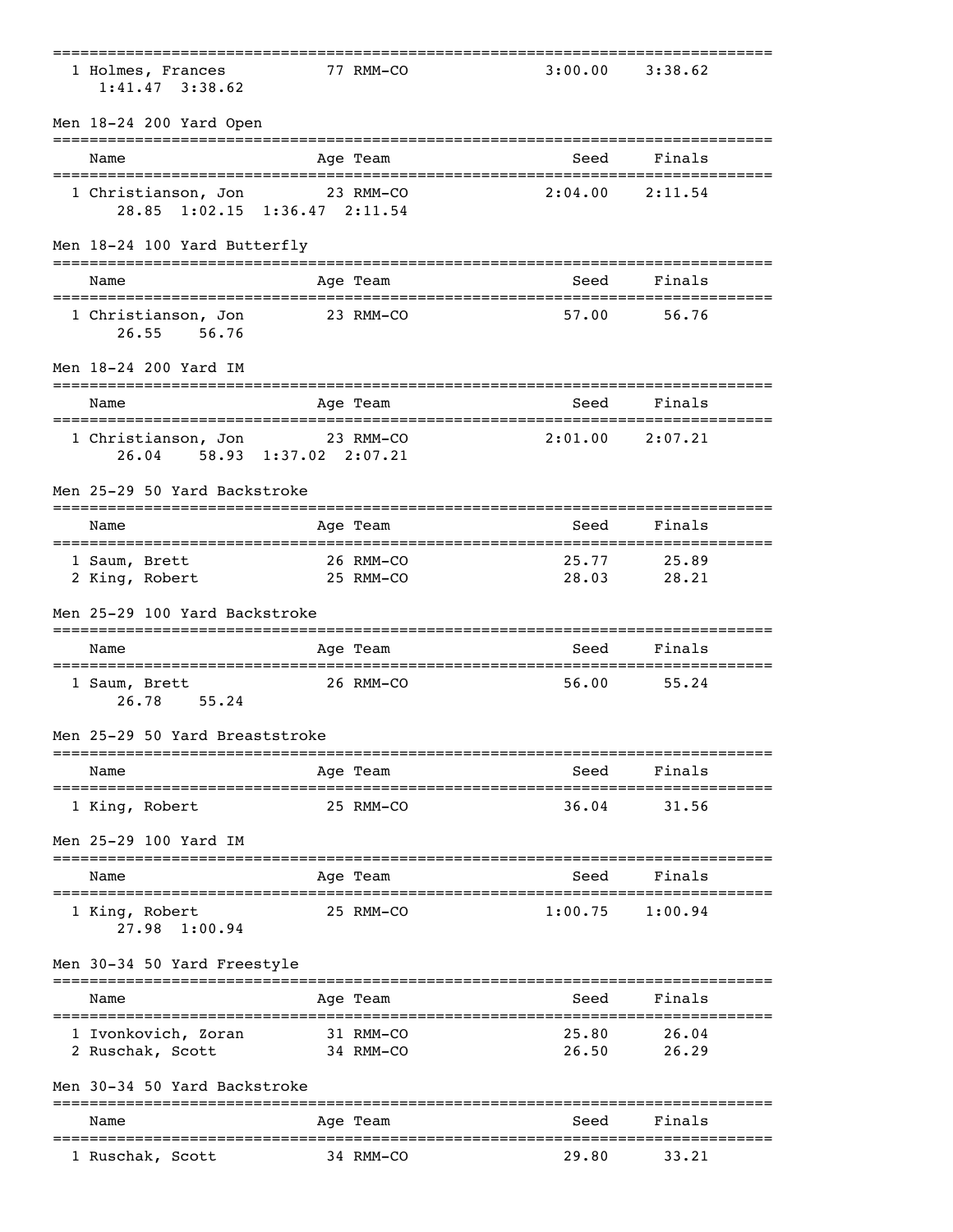| | Name | Age | Team | Seed | Finals |
|---|---|---|---|---|---|
| 1 | Holmes, Frances | 77 | RMM-CO | 3:00.00 | 3:38.62 |
| | 1:41.47 3:38.62 | | | | |

## Men 18-24 200 Yard Open

| | Name | Age | Team | Seed | Finals |
|---|---|---|---|---|---|
| 1 | Christianson, Jon | 23 | RMM-CO | 2:04.00 | 2:11.54 |
| | 28.85 1:02.15 1:36.47 2:11.54 | | | | |

## Men 18-24 100 Yard Butterfly

| | Name | Age | Team | Seed | Finals |
|---|---|---|---|---|---|
| 1 | Christianson, Jon | 23 | RMM-CO | 57.00 | 56.76 |
| | 26.55 56.76 | | | | |

## Men 18-24 200 Yard IM

| | Name | Age | Team | Seed | Finals |
|---|---|---|---|---|---|
| 1 | Christianson, Jon | 23 | RMM-CO | 2:01.00 | 2:07.21 |
| | 26.04 58.93 1:37.02 2:07.21 | | | | |

## Men 25-29 50 Yard Backstroke

| | Name | Age | Team | Seed | Finals |
|---|---|---|---|---|---|
| 1 | Saum, Brett | 26 | RMM-CO | 25.77 | 25.89 |
| 2 | King, Robert | 25 | RMM-CO | 28.03 | 28.21 |

## Men 25-29 100 Yard Backstroke

| | Name | Age | Team | Seed | Finals |
|---|---|---|---|---|---|
| 1 | Saum, Brett | 26 | RMM-CO | 56.00 | 55.24 |
| | 26.78 55.24 | | | | |

## Men 25-29 50 Yard Breaststroke

| | Name | Age | Team | Seed | Finals |
|---|---|---|---|---|---|
| 1 | King, Robert | 25 | RMM-CO | 36.04 | 31.56 |

## Men 25-29 100 Yard IM

| | Name | Age | Team | Seed | Finals |
|---|---|---|---|---|---|
| 1 | King, Robert | 25 | RMM-CO | 1:00.75 | 1:00.94 |
| | 27.98 1:00.94 | | | | |

## Men 30-34 50 Yard Freestyle

| | Name | Age | Team | Seed | Finals |
|---|---|---|---|---|---|
| 1 | Ivonkovich, Zoran | 31 | RMM-CO | 25.80 | 26.04 |
| 2 | Ruschak, Scott | 34 | RMM-CO | 26.50 | 26.29 |

## Men 30-34 50 Yard Backstroke

| | Name | Age | Team | Seed | Finals |
|---|---|---|---|---|---|
| 1 | Ruschak, Scott | 34 | RMM-CO | 29.80 | 33.21 |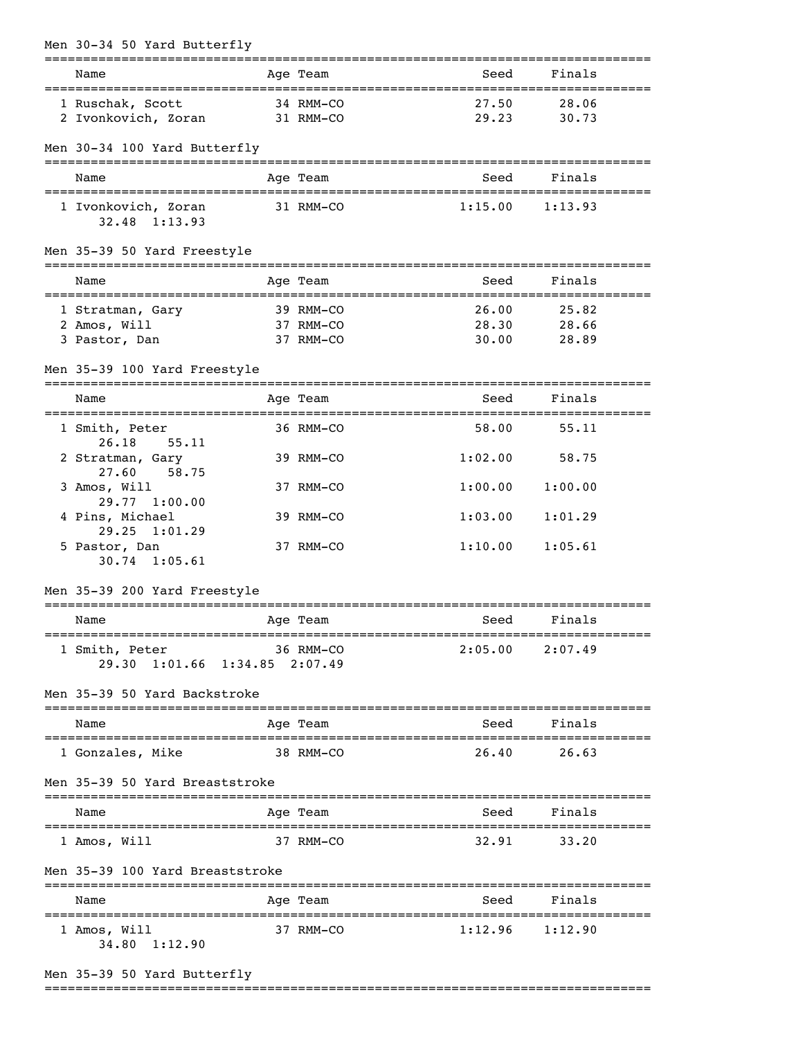### Men 30-34 50 Yard Butterfly

| | Name | Age | Team | Seed | Finals |
|---|---|---|---|---|---|
| 1 | Ruschak, Scott | 34 | RMM-CO | 27.50 | 28.06 |
| 2 | Ivonkovich, Zoran | 31 | RMM-CO | 29.23 | 30.73 |

### Men 30-34 100 Yard Butterfly

| | Name | Age | Team | Seed | Finals |
|---|---|---|---|---|---|
| 1 | Ivonkovich, Zoran | 31 | RMM-CO | 1:15.00 | 1:13.93 |
| | 32.48 1:13.93 | | | | |

### Men 35-39 50 Yard Freestyle

| | Name | Age | Team | Seed | Finals |
|---|---|---|---|---|---|
| 1 | Stratman, Gary | 39 | RMM-CO | 26.00 | 25.82 |
| 2 | Amos, Will | 37 | RMM-CO | 28.30 | 28.66 |
| 3 | Pastor, Dan | 37 | RMM-CO | 30.00 | 28.89 |

### Men 35-39 100 Yard Freestyle

| | Name | Age | Team | Seed | Finals |
|---|---|---|---|---|---|
| 1 | Smith, Peter | 36 | RMM-CO | 58.00 | 55.11 |
| | 26.18 55.11 | | | | |
| 2 | Stratman, Gary | 39 | RMM-CO | 1:02.00 | 58.75 |
| | 27.60 58.75 | | | | |
| 3 | Amos, Will | 37 | RMM-CO | 1:00.00 | 1:00.00 |
| | 29.77 1:00.00 | | | | |
| 4 | Pins, Michael | 39 | RMM-CO | 1:03.00 | 1:01.29 |
| | 29.25 1:01.29 | | | | |
| 5 | Pastor, Dan | 37 | RMM-CO | 1:10.00 | 1:05.61 |
| | 30.74 1:05.61 | | | | |

### Men 35-39 200 Yard Freestyle

| | Name | Age | Team | Seed | Finals |
|---|---|---|---|---|---|
| 1 | Smith, Peter | 36 | RMM-CO | 2:05.00 | 2:07.49 |
| | 29.30 1:01.66 1:34.85 2:07.49 | | | | |

### Men 35-39 50 Yard Backstroke

| | Name | Age | Team | Seed | Finals |
|---|---|---|---|---|---|
| 1 | Gonzales, Mike | 38 | RMM-CO | 26.40 | 26.63 |

### Men 35-39 50 Yard Breaststroke

| | Name | Age | Team | Seed | Finals |
|---|---|---|---|---|---|
| 1 | Amos, Will | 37 | RMM-CO | 32.91 | 33.20 |

### Men 35-39 100 Yard Breaststroke

| | Name | Age | Team | Seed | Finals |
|---|---|---|---|---|---|
| 1 | Amos, Will | 37 | RMM-CO | 1:12.96 | 1:12.90 |
| | 34.80 1:12.90 | | | | |

### Men 35-39 50 Yard Butterfly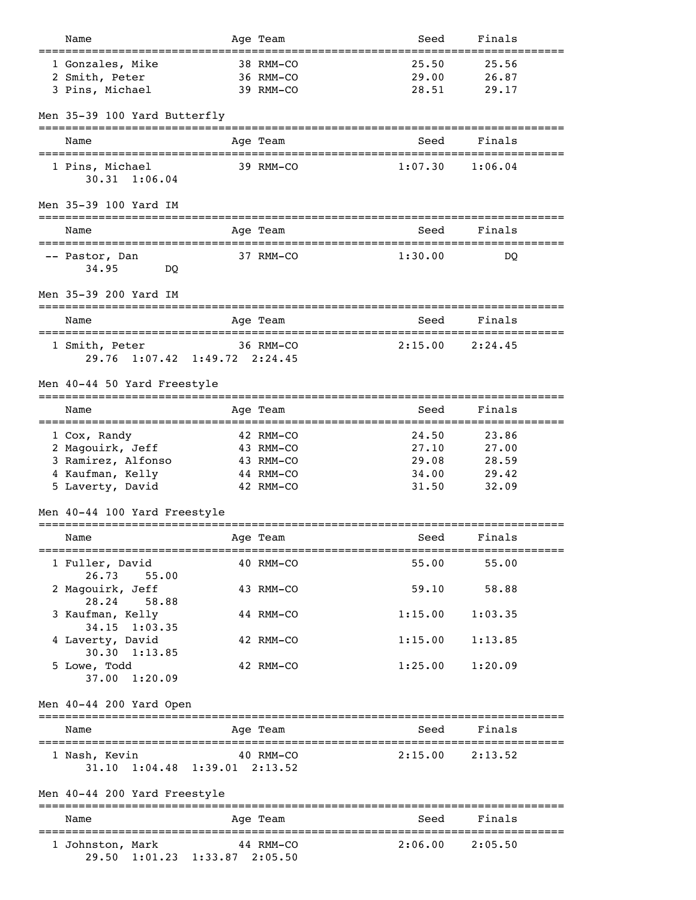| Name | Age | Team | Seed | Finals |
|---|---|---|---|---|
| 1 Gonzales, Mike | 38 | RMM-CO | 25.50 | 25.56 |
| 2 Smith, Peter | 36 | RMM-CO | 29.00 | 26.87 |
| 3 Pins, Michael | 39 | RMM-CO | 28.51 | 29.17 |

## Men 35-39 100 Yard Butterfly

| Name | Age | Team | Seed | Finals |
|---|---|---|---|---|
| 1 Pins, Michael | 39 | RMM-CO | 1:07.30 | 1:06.04 |
| 30.31 1:06.04 | | | | |

## Men 35-39 100 Yard IM

| Name | Age | Team | Seed | Finals |
|---|---|---|---|---|
| -- Pastor, Dan | 37 | RMM-CO | 1:30.00 | DQ |
| 34.95 DQ | | | | |

## Men 35-39 200 Yard IM

| Name | Age | Team | Seed | Finals |
|---|---|---|---|---|
| 1 Smith, Peter | 36 | RMM-CO | 2:15.00 | 2:24.45 |
| 29.76 1:07.42 1:49.72 2:24.45 | | | | |

## Men 40-44 50 Yard Freestyle

| Name | Age | Team | Seed | Finals |
|---|---|---|---|---|
| 1 Cox, Randy | 42 | RMM-CO | 24.50 | 23.86 |
| 2 Magouirk, Jeff | 43 | RMM-CO | 27.10 | 27.00 |
| 3 Ramirez, Alfonso | 43 | RMM-CO | 29.08 | 28.59 |
| 4 Kaufman, Kelly | 44 | RMM-CO | 34.00 | 29.42 |
| 5 Laverty, David | 42 | RMM-CO | 31.50 | 32.09 |

## Men 40-44 100 Yard Freestyle

| Name | Age | Team | Seed | Finals |
|---|---|---|---|---|
| 1 Fuller, David | 40 | RMM-CO | 55.00 | 55.00 |
| 26.73 55.00 | | | | |
| 2 Magouirk, Jeff | 43 | RMM-CO | 59.10 | 58.88 |
| 28.24 58.88 | | | | |
| 3 Kaufman, Kelly | 44 | RMM-CO | 1:15.00 | 1:03.35 |
| 34.15 1:03.35 | | | | |
| 4 Laverty, David | 42 | RMM-CO | 1:15.00 | 1:13.85 |
| 30.30 1:13.85 | | | | |
| 5 Lowe, Todd | 42 | RMM-CO | 1:25.00 | 1:20.09 |
| 37.00 1:20.09 | | | | |

## Men 40-44 200 Yard Open

| Name | Age | Team | Seed | Finals |
|---|---|---|---|---|
| 1 Nash, Kevin | 40 | RMM-CO | 2:15.00 | 2:13.52 |
| 31.10 1:04.48 1:39.01 2:13.52 | | | | |

## Men 40-44 200 Yard Freestyle

| Name | Age | Team | Seed | Finals |
|---|---|---|---|---|
| 1 Johnston, Mark | 44 | RMM-CO | 2:06.00 | 2:05.50 |
| 29.50 1:01.23 1:33.87 2:05.50 | | | | |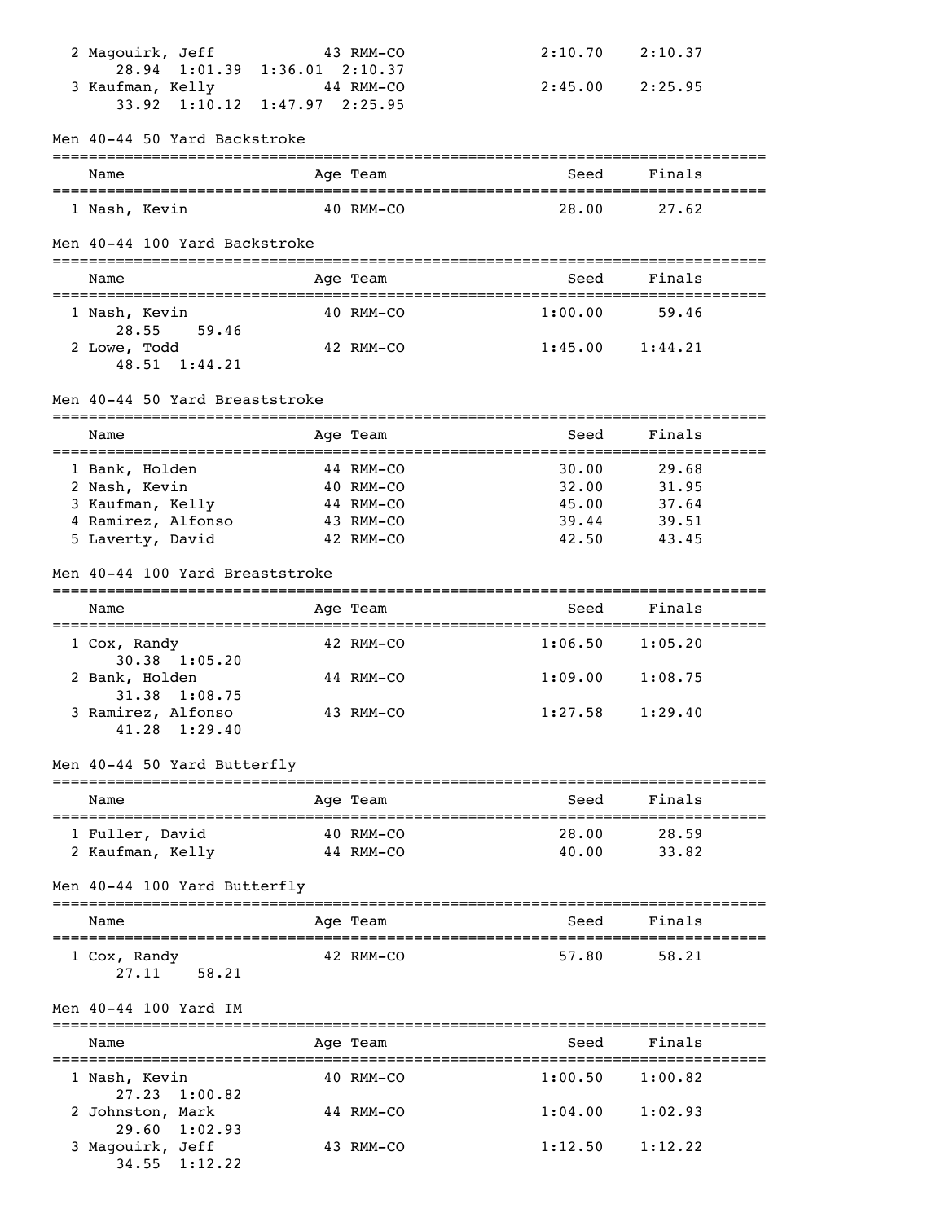| | Name | Age | Team | Seed | Finals |
|---|---|---|---|---|---|
| 2 | Magouirk, Jeff | 43 | RMM-CO | 2:10.70 | 2:10.37 |
| | 28.94 1:01.39 1:36.01 2:10.37 | | | | |
| 3 | Kaufman, Kelly | 44 | RMM-CO | 2:45.00 | 2:25.95 |
| | 33.92 1:10.12 1:47.97 2:25.95 | | | | |

## Men 40-44 50 Yard Backstroke

| | Name | Age | Team | Seed | Finals |
|---|---|---|---|---|---|
| 1 | Nash, Kevin | 40 | RMM-CO | 28.00 | 27.62 |

## Men 40-44 100 Yard Backstroke

| | Name | Age | Team | Seed | Finals |
|---|---|---|---|---|---|
| 1 | Nash, Kevin | 40 | RMM-CO | 1:00.00 | 59.46 |
| | 28.55 59.46 | | | | |
| 2 | Lowe, Todd | 42 | RMM-CO | 1:45.00 | 1:44.21 |
| | 48.51 1:44.21 | | | | |

## Men 40-44 50 Yard Breaststroke

| | Name | Age | Team | Seed | Finals |
|---|---|---|---|---|---|
| 1 | Bank, Holden | 44 | RMM-CO | 30.00 | 29.68 |
| 2 | Nash, Kevin | 40 | RMM-CO | 32.00 | 31.95 |
| 3 | Kaufman, Kelly | 44 | RMM-CO | 45.00 | 37.64 |
| 4 | Ramirez, Alfonso | 43 | RMM-CO | 39.44 | 39.51 |
| 5 | Laverty, David | 42 | RMM-CO | 42.50 | 43.45 |

## Men 40-44 100 Yard Breaststroke

| | Name | Age | Team | Seed | Finals |
|---|---|---|---|---|---|
| 1 | Cox, Randy | 42 | RMM-CO | 1:06.50 | 1:05.20 |
| | 30.38 1:05.20 | | | | |
| 2 | Bank, Holden | 44 | RMM-CO | 1:09.00 | 1:08.75 |
| | 31.38 1:08.75 | | | | |
| 3 | Ramirez, Alfonso | 43 | RMM-CO | 1:27.58 | 1:29.40 |
| | 41.28 1:29.40 | | | | |

## Men 40-44 50 Yard Butterfly

| | Name | Age | Team | Seed | Finals |
|---|---|---|---|---|---|
| 1 | Fuller, David | 40 | RMM-CO | 28.00 | 28.59 |
| 2 | Kaufman, Kelly | 44 | RMM-CO | 40.00 | 33.82 |

## Men 40-44 100 Yard Butterfly

| | Name | Age | Team | Seed | Finals |
|---|---|---|---|---|---|
| 1 | Cox, Randy | 42 | RMM-CO | 57.80 | 58.21 |
| | 27.11 58.21 | | | | |

## Men 40-44 100 Yard IM

| | Name | Age | Team | Seed | Finals |
|---|---|---|---|---|---|
| 1 | Nash, Kevin | 40 | RMM-CO | 1:00.50 | 1:00.82 |
| | 27.23 1:00.82 | | | | |
| 2 | Johnston, Mark | 44 | RMM-CO | 1:04.00 | 1:02.93 |
| | 29.60 1:02.93 | | | | |
| 3 | Magouirk, Jeff | 43 | RMM-CO | 1:12.50 | 1:12.22 |
| | 34.55 1:12.22 | | | | |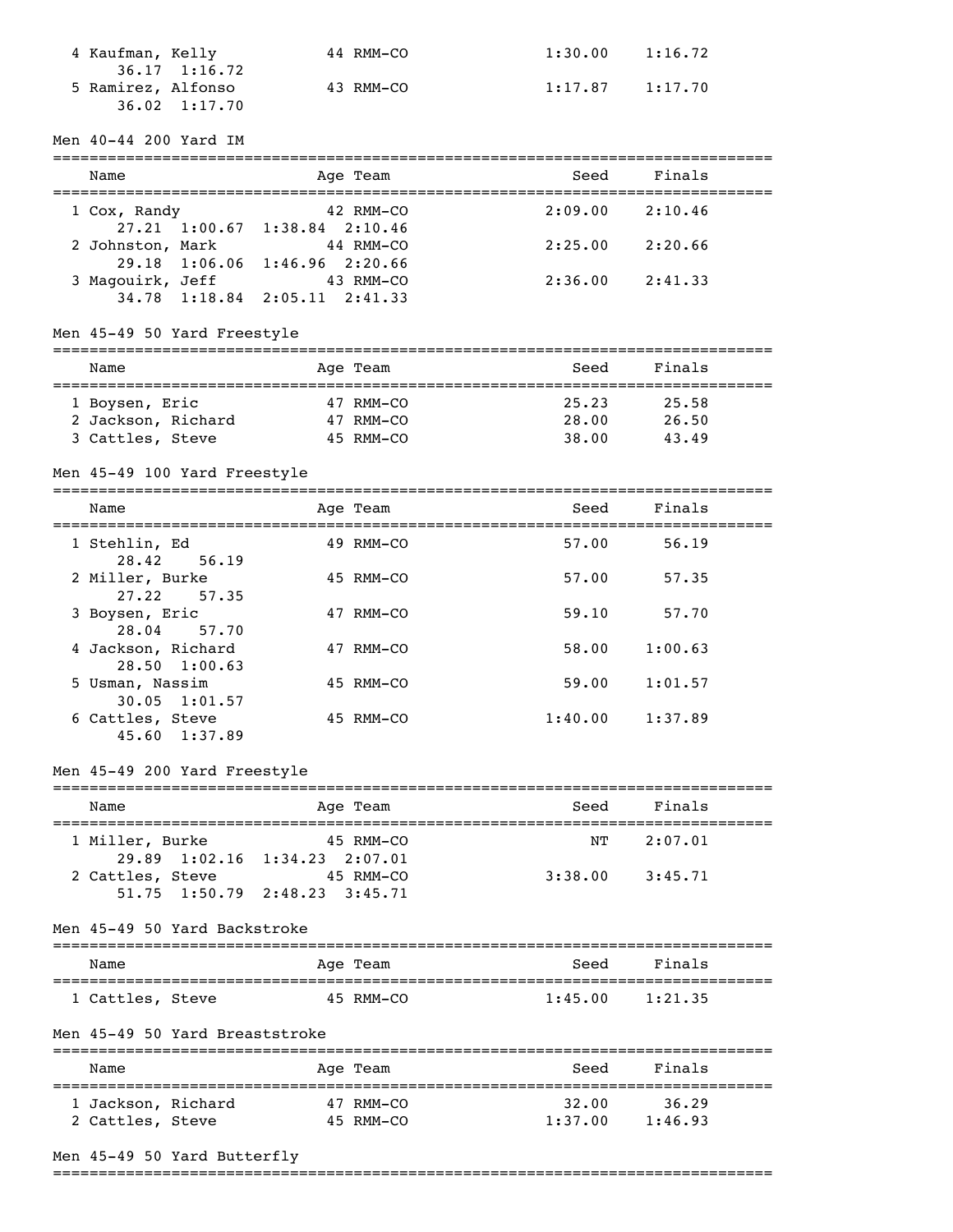| Name | Age | Team | Seed | Finals |
|---|---|---|---|---|
| 4 Kaufman, Kelly | 44 | RMM-CO | 1:30.00 | 1:16.72 |
| 36.17 1:16.72 | | | | |
| 5 Ramirez, Alfonso | 43 | RMM-CO | 1:17.87 | 1:17.70 |
| 36.02 1:17.70 | | | | |

### Men 40-44 200 Yard IM

| Name | Age | Team | Seed | Finals |
|---|---|---|---|---|
| 1 Cox, Randy | 42 | RMM-CO | 2:09.00 | 2:10.46 |
| 27.21 1:00.67 1:38.84 2:10.46 | | | | |
| 2 Johnston, Mark | 44 | RMM-CO | 2:25.00 | 2:20.66 |
| 29.18 1:06.06 1:46.96 2:20.66 | | | | |
| 3 Magouirk, Jeff | 43 | RMM-CO | 2:36.00 | 2:41.33 |
| 34.78 1:18.84 2:05.11 2:41.33 | | | | |

### Men 45-49 50 Yard Freestyle

| Name | Age | Team | Seed | Finals |
|---|---|---|---|---|
| 1 Boysen, Eric | 47 | RMM-CO | 25.23 | 25.58 |
| 2 Jackson, Richard | 47 | RMM-CO | 28.00 | 26.50 |
| 3 Cattles, Steve | 45 | RMM-CO | 38.00 | 43.49 |

### Men 45-49 100 Yard Freestyle

| Name | Age | Team | Seed | Finals |
|---|---|---|---|---|
| 1 Stehlin, Ed | 49 | RMM-CO | 57.00 | 56.19 |
| 28.42 56.19 | | | | |
| 2 Miller, Burke | 45 | RMM-CO | 57.00 | 57.35 |
| 27.22 57.35 | | | | |
| 3 Boysen, Eric | 47 | RMM-CO | 59.10 | 57.70 |
| 28.04 57.70 | | | | |
| 4 Jackson, Richard | 47 | RMM-CO | 58.00 | 1:00.63 |
| 28.50 1:00.63 | | | | |
| 5 Usman, Nassim | 45 | RMM-CO | 59.00 | 1:01.57 |
| 30.05 1:01.57 | | | | |
| 6 Cattles, Steve | 45 | RMM-CO | 1:40.00 | 1:37.89 |
| 45.60 1:37.89 | | | | |

### Men 45-49 200 Yard Freestyle

| Name | Age | Team | Seed | Finals |
|---|---|---|---|---|
| 1 Miller, Burke | 45 | RMM-CO | NT | 2:07.01 |
| 29.89 1:02.16 1:34.23 2:07.01 | | | | |
| 2 Cattles, Steve | 45 | RMM-CO | 3:38.00 | 3:45.71 |
| 51.75 1:50.79 2:48.23 3:45.71 | | | | |

### Men 45-49 50 Yard Backstroke

| Name | Age | Team | Seed | Finals |
|---|---|---|---|---|
| 1 Cattles, Steve | 45 | RMM-CO | 1:45.00 | 1:21.35 |

### Men 45-49 50 Yard Breaststroke

| Name | Age | Team | Seed | Finals |
|---|---|---|---|---|
| 1 Jackson, Richard | 47 | RMM-CO | 32.00 | 36.29 |
| 2 Cattles, Steve | 45 | RMM-CO | 1:37.00 | 1:46.93 |

### Men 45-49 50 Yard Butterfly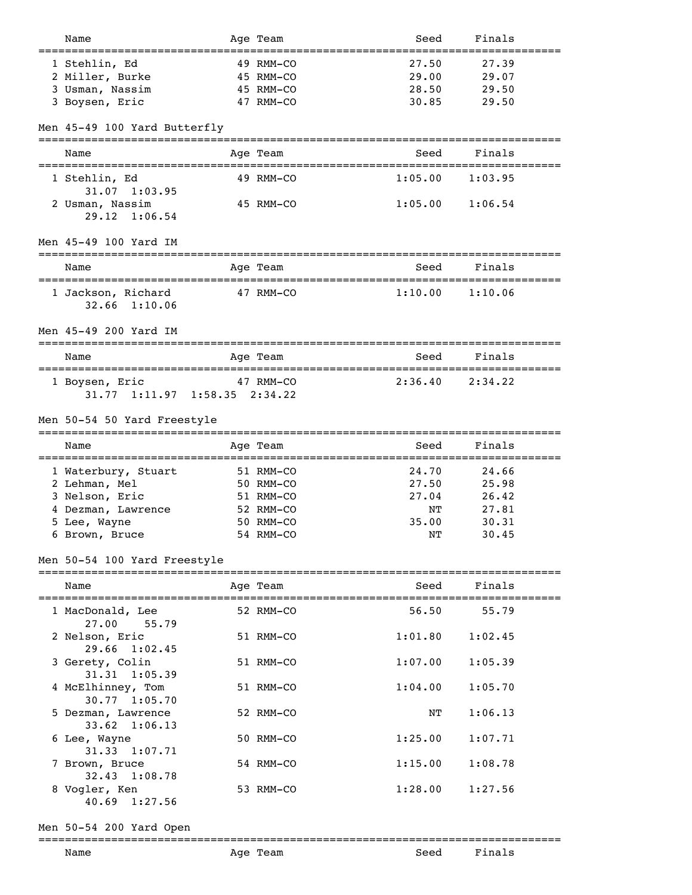| Name | Age | Team | Seed | Finals |
|---|---|---|---|---|
| 1 Stehlin, Ed | 49 | RMM-CO | 27.50 | 27.39 |
| 2 Miller, Burke | 45 | RMM-CO | 29.00 | 29.07 |
| 3 Usman, Nassim | 45 | RMM-CO | 28.50 | 29.50 |
| 3 Boysen, Eric | 47 | RMM-CO | 30.85 | 29.50 |

Men 45-49 100 Yard Butterfly

| Name | Age | Team | Seed | Finals |
|---|---|---|---|---|
| 1 Stehlin, Ed | 49 | RMM-CO | 1:05.00 | 1:03.95 |
| 31.07 1:03.95 | | | | |
| 2 Usman, Nassim | 45 | RMM-CO | 1:05.00 | 1:06.54 |
| 29.12 1:06.54 | | | | |

Men 45-49 100 Yard IM

| Name | Age | Team | Seed | Finals |
|---|---|---|---|---|
| 1 Jackson, Richard | 47 | RMM-CO | 1:10.00 | 1:10.06 |
| 32.66 1:10.06 | | | | |

Men 45-49 200 Yard IM

| Name | Age | Team | Seed | Finals |
|---|---|---|---|---|
| 1 Boysen, Eric | 47 | RMM-CO | 2:36.40 | 2:34.22 |
| 31.77 1:11.97 1:58.35 2:34.22 | | | | |

Men 50-54 50 Yard Freestyle

| Name | Age | Team | Seed | Finals |
|---|---|---|---|---|
| 1 Waterbury, Stuart | 51 | RMM-CO | 24.70 | 24.66 |
| 2 Lehman, Mel | 50 | RMM-CO | 27.50 | 25.98 |
| 3 Nelson, Eric | 51 | RMM-CO | 27.04 | 26.42 |
| 4 Dezman, Lawrence | 52 | RMM-CO | NT | 27.81 |
| 5 Lee, Wayne | 50 | RMM-CO | 35.00 | 30.31 |
| 6 Brown, Bruce | 54 | RMM-CO | NT | 30.45 |

Men 50-54 100 Yard Freestyle

| Name | Age | Team | Seed | Finals |
|---|---|---|---|---|
| 1 MacDonald, Lee | 52 | RMM-CO | 56.50 | 55.79 |
| 27.00 55.79 | | | | |
| 2 Nelson, Eric | 51 | RMM-CO | 1:01.80 | 1:02.45 |
| 29.66 1:02.45 | | | | |
| 3 Gerety, Colin | 51 | RMM-CO | 1:07.00 | 1:05.39 |
| 31.31 1:05.39 | | | | |
| 4 McElhinney, Tom | 51 | RMM-CO | 1:04.00 | 1:05.70 |
| 30.77 1:05.70 | | | | |
| 5 Dezman, Lawrence | 52 | RMM-CO | NT | 1:06.13 |
| 33.62 1:06.13 | | | | |
| 6 Lee, Wayne | 50 | RMM-CO | 1:25.00 | 1:07.71 |
| 31.33 1:07.71 | | | | |
| 7 Brown, Bruce | 54 | RMM-CO | 1:15.00 | 1:08.78 |
| 32.43 1:08.78 | | | | |
| 8 Vogler, Ken | 53 | RMM-CO | 1:28.00 | 1:27.56 |
| 40.69 1:27.56 | | | | |

Men 50-54 200 Yard Open

| Name | Age | Team | Seed | Finals |
|---|---|---|---|---|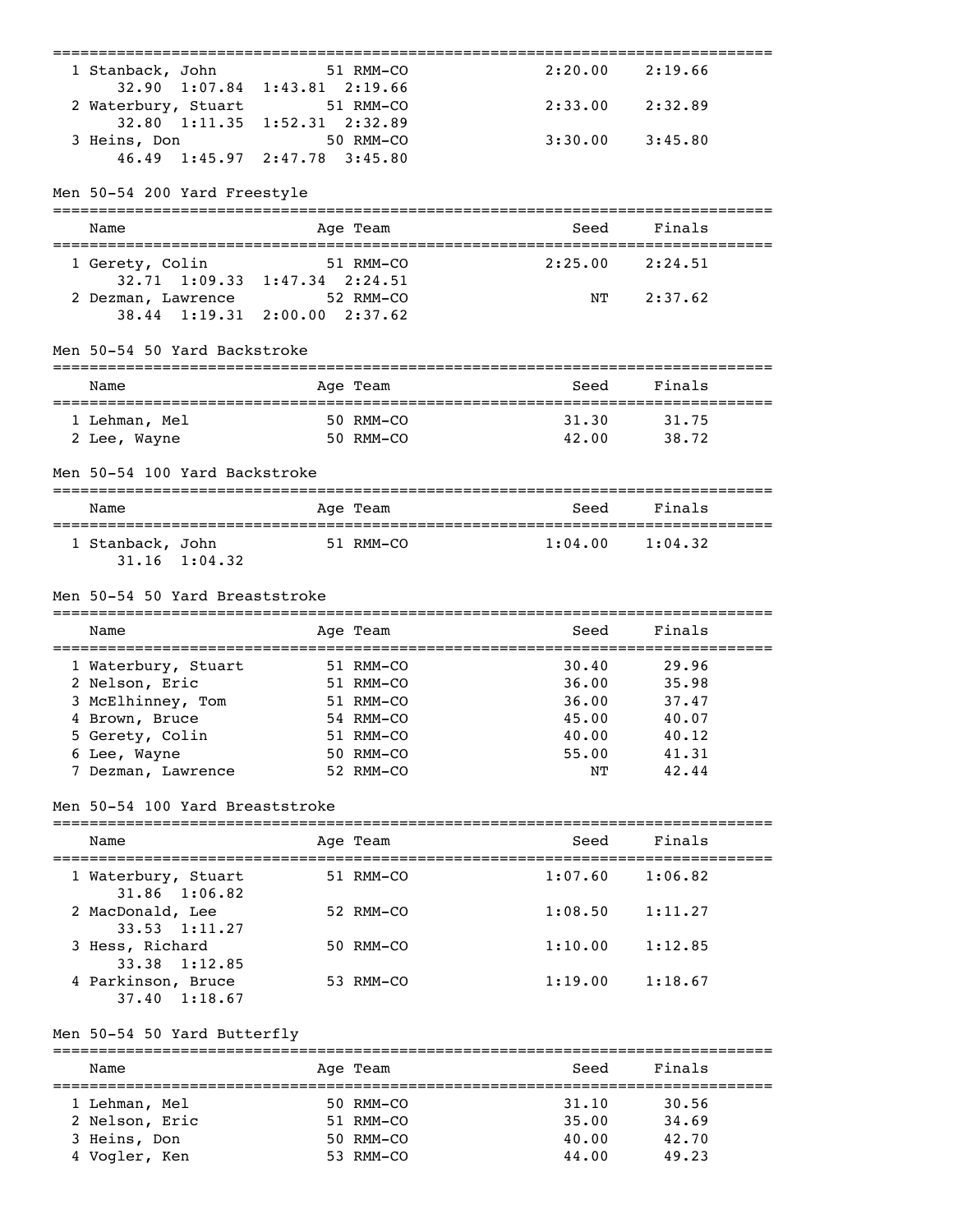| Name | Age | Team | Seed | Finals |
|---|---|---|---|---|
| 1 Stanback, John | 51 | RMM-CO | 2:20.00 | 2:19.66 |
| 32.90 1:07.84 1:43.81 2:19.66 | | | | |
| 2 Waterbury, Stuart | 51 | RMM-CO | 2:33.00 | 2:32.89 |
| 32.80 1:11.35 1:52.31 2:32.89 | | | | |
| 3 Heins, Don | 50 | RMM-CO | 3:30.00 | 3:45.80 |
| 46.49 1:45.97 2:47.78 3:45.80 | | | | |

## Men 50-54 200 Yard Freestyle

| Name | Age | Team | Seed | Finals |
|---|---|---|---|---|
| 1 Gerety, Colin | 51 | RMM-CO | 2:25.00 | 2:24.51 |
| 32.71 1:09.33 1:47.34 2:24.51 | | | | |
| 2 Dezman, Lawrence | 52 | RMM-CO | NT | 2:37.62 |
| 38.44 1:19.31 2:00.00 2:37.62 | | | | |

## Men 50-54 50 Yard Backstroke

| Name | Age | Team | Seed | Finals |
|---|---|---|---|---|
| 1 Lehman, Mel | 50 | RMM-CO | 31.30 | 31.75 |
| 2 Lee, Wayne | 50 | RMM-CO | 42.00 | 38.72 |

## Men 50-54 100 Yard Backstroke

| Name | Age | Team | Seed | Finals |
|---|---|---|---|---|
| 1 Stanback, John | 51 | RMM-CO | 1:04.00 | 1:04.32 |
| 31.16 1:04.32 | | | | |

## Men 50-54 50 Yard Breaststroke

| Name | Age | Team | Seed | Finals |
|---|---|---|---|---|
| 1 Waterbury, Stuart | 51 | RMM-CO | 30.40 | 29.96 |
| 2 Nelson, Eric | 51 | RMM-CO | 36.00 | 35.98 |
| 3 McElhinney, Tom | 51 | RMM-CO | 36.00 | 37.47 |
| 4 Brown, Bruce | 54 | RMM-CO | 45.00 | 40.07 |
| 5 Gerety, Colin | 51 | RMM-CO | 40.00 | 40.12 |
| 6 Lee, Wayne | 50 | RMM-CO | 55.00 | 41.31 |
| 7 Dezman, Lawrence | 52 | RMM-CO | NT | 42.44 |

## Men 50-54 100 Yard Breaststroke

| Name | Age | Team | Seed | Finals |
|---|---|---|---|---|
| 1 Waterbury, Stuart | 51 | RMM-CO | 1:07.60 | 1:06.82 |
| 31.86 1:06.82 | | | | |
| 2 MacDonald, Lee | 52 | RMM-CO | 1:08.50 | 1:11.27 |
| 33.53 1:11.27 | | | | |
| 3 Hess, Richard | 50 | RMM-CO | 1:10.00 | 1:12.85 |
| 33.38 1:12.85 | | | | |
| 4 Parkinson, Bruce | 53 | RMM-CO | 1:19.00 | 1:18.67 |
| 37.40 1:18.67 | | | | |

## Men 50-54 50 Yard Butterfly

| Name | Age | Team | Seed | Finals |
|---|---|---|---|---|
| 1 Lehman, Mel | 50 | RMM-CO | 31.10 | 30.56 |
| 2 Nelson, Eric | 51 | RMM-CO | 35.00 | 34.69 |
| 3 Heins, Don | 50 | RMM-CO | 40.00 | 42.70 |
| 4 Vogler, Ken | 53 | RMM-CO | 44.00 | 49.23 |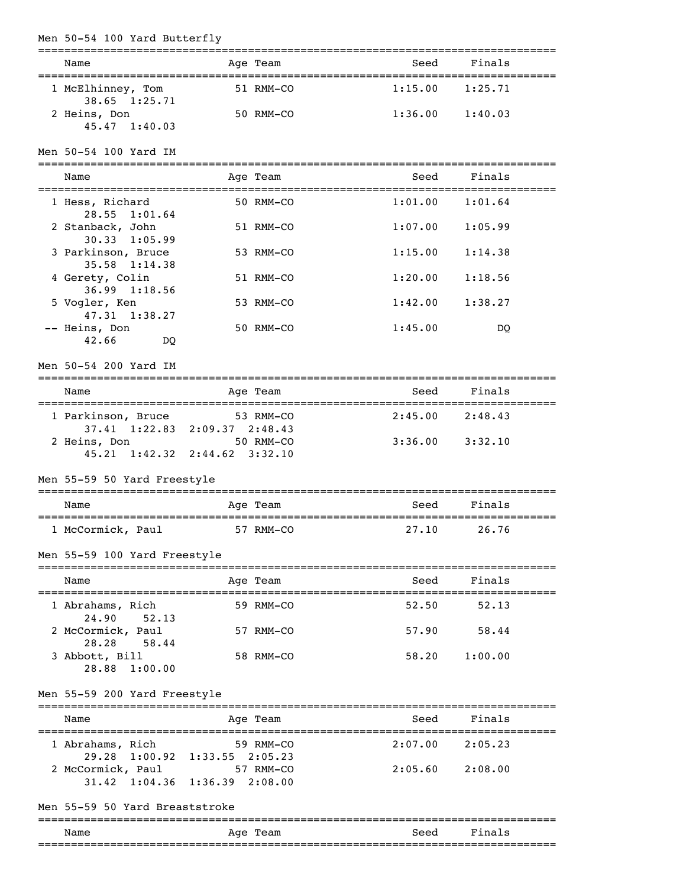## Men 50-54 100 Yard Butterfly

| | Name | Age | Team | Seed | Finals |
|---|---|---|---|---|---|
| 1 | McElhinney, Tom | 51 | RMM-CO | 1:15.00 | 1:25.71 |
| | 38.65 1:25.71 | | | | |
| 2 | Heins, Don | 50 | RMM-CO | 1:36.00 | 1:40.03 |
| | 45.47 1:40.03 | | | | |

## Men 50-54 100 Yard IM

| | Name | Age | Team | Seed | Finals |
|---|---|---|---|---|---|
| 1 | Hess, Richard | 50 | RMM-CO | 1:01.00 | 1:01.64 |
| | 28.55 1:01.64 | | | | |
| 2 | Stanback, John | 51 | RMM-CO | 1:07.00 | 1:05.99 |
| | 30.33 1:05.99 | | | | |
| 3 | Parkinson, Bruce | 53 | RMM-CO | 1:15.00 | 1:14.38 |
| | 35.58 1:14.38 | | | | |
| 4 | Gerety, Colin | 51 | RMM-CO | 1:20.00 | 1:18.56 |
| | 36.99 1:18.56 | | | | |
| 5 | Vogler, Ken | 53 | RMM-CO | 1:42.00 | 1:38.27 |
| | 47.31 1:38.27 | | | | |
| -- | Heins, Don | 50 | RMM-CO | 1:45.00 | DQ |
| | 42.66 DQ | | | | |

## Men 50-54 200 Yard IM

| | Name | Age | Team | Seed | Finals |
|---|---|---|---|---|---|
| 1 | Parkinson, Bruce | 53 | RMM-CO | 2:45.00 | 2:48.43 |
| | 37.41 1:22.83 2:09.37 2:48.43 | | | | |
| 2 | Heins, Don | 50 | RMM-CO | 3:36.00 | 3:32.10 |
| | 45.21 1:42.32 2:44.62 3:32.10 | | | | |

## Men 55-59 50 Yard Freestyle

| | Name | Age | Team | Seed | Finals |
|---|---|---|---|---|---|
| 1 | McCormick, Paul | 57 | RMM-CO | 27.10 | 26.76 |

## Men 55-59 100 Yard Freestyle

| | Name | Age | Team | Seed | Finals |
|---|---|---|---|---|---|
| 1 | Abrahams, Rich | 59 | RMM-CO | 52.50 | 52.13 |
| | 24.90 52.13 | | | | |
| 2 | McCormick, Paul | 57 | RMM-CO | 57.90 | 58.44 |
| | 28.28 58.44 | | | | |
| 3 | Abbott, Bill | 58 | RMM-CO | 58.20 | 1:00.00 |
| | 28.88 1:00.00 | | | | |

## Men 55-59 200 Yard Freestyle

| | Name | Age | Team | Seed | Finals |
|---|---|---|---|---|---|
| 1 | Abrahams, Rich | 59 | RMM-CO | 2:07.00 | 2:05.23 |
| | 29.28 1:00.92 1:33.55 2:05.23 | | | | |
| 2 | McCormick, Paul | 57 | RMM-CO | 2:05.60 | 2:08.00 |
| | 31.42 1:04.36 1:36.39 2:08.00 | | | | |

## Men 55-59 50 Yard Breaststroke

| | Name | Age | Team | Seed | Finals |
|---|---|---|---|---|---|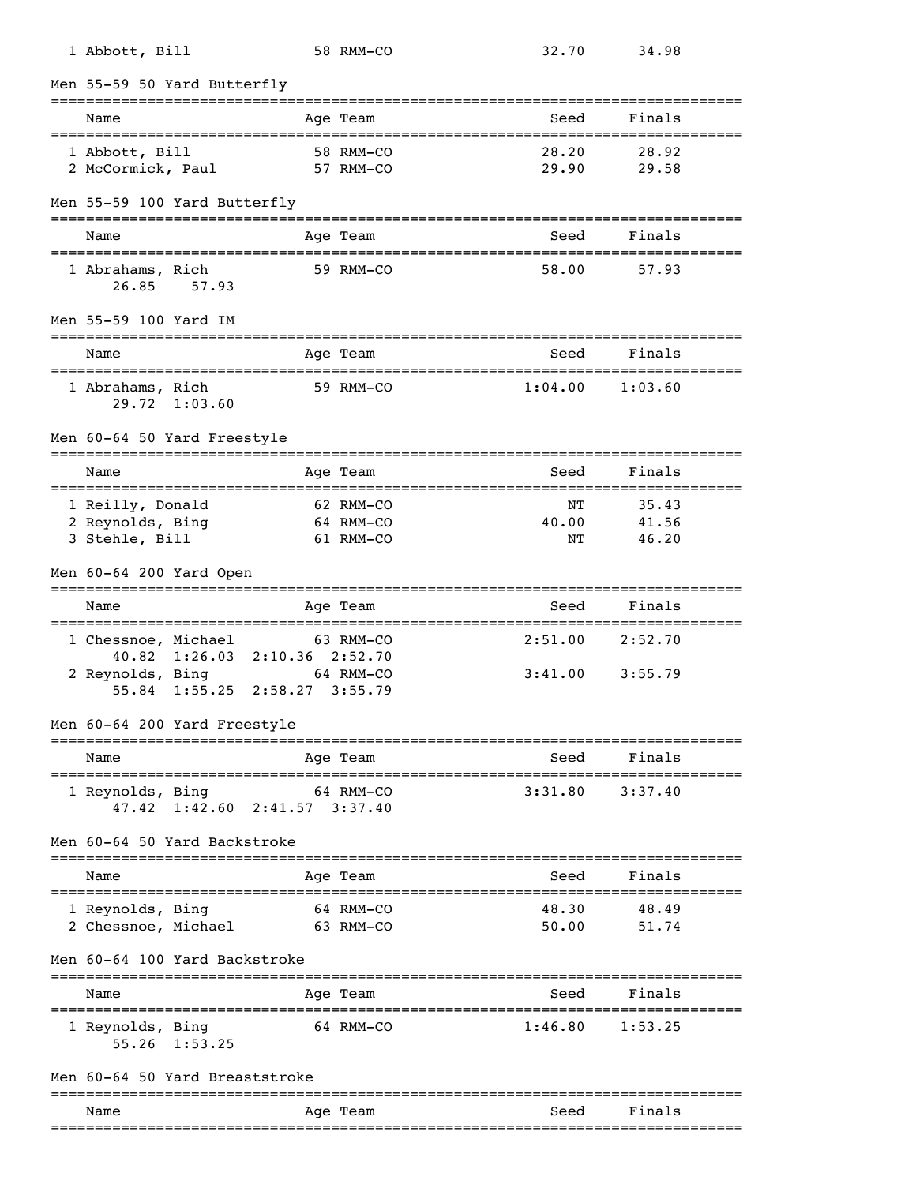| Name | Age | Team | Seed | Finals |
|---|---|---|---|---|
| 1 Abbott, Bill | 58 | RMM-CO | 32.70 | 34.98 |

### Men 55-59 50 Yard Butterfly

| Name | Age | Team | Seed | Finals |
|---|---|---|---|---|
| 1 Abbott, Bill | 58 | RMM-CO | 28.20 | 28.92 |
| 2 McCormick, Paul | 57 | RMM-CO | 29.90 | 29.58 |

### Men 55-59 100 Yard Butterfly

| Name | Age | Team | Seed | Finals |
|---|---|---|---|---|
| 1 Abrahams, Rich | 59 | RMM-CO | 58.00 | 57.93 |
| 26.85  57.93 | | | | |

### Men 55-59 100 Yard IM

| Name | Age | Team | Seed | Finals |
|---|---|---|---|---|
| 1 Abrahams, Rich | 59 | RMM-CO | 1:04.00 | 1:03.60 |
| 29.72  1:03.60 | | | | |

### Men 60-64 50 Yard Freestyle

| Name | Age | Team | Seed | Finals |
|---|---|---|---|---|
| 1 Reilly, Donald | 62 | RMM-CO | NT | 35.43 |
| 2 Reynolds, Bing | 64 | RMM-CO | 40.00 | 41.56 |
| 3 Stehle, Bill | 61 | RMM-CO | NT | 46.20 |

### Men 60-64 200 Yard Open

| Name | Age | Team | Seed | Finals |
|---|---|---|---|---|
| 1 Chessnoe, Michael | 63 | RMM-CO | 2:51.00 | 2:52.70 |
| 40.82  1:26.03  2:10.36  2:52.70 | | | | |
| 2 Reynolds, Bing | 64 | RMM-CO | 3:41.00 | 3:55.79 |
| 55.84  1:55.25  2:58.27  3:55.79 | | | | |

### Men 60-64 200 Yard Freestyle

| Name | Age | Team | Seed | Finals |
|---|---|---|---|---|
| 1 Reynolds, Bing | 64 | RMM-CO | 3:31.80 | 3:37.40 |
| 47.42  1:42.60  2:41.57  3:37.40 | | | | |

### Men 60-64 50 Yard Backstroke

| Name | Age | Team | Seed | Finals |
|---|---|---|---|---|
| 1 Reynolds, Bing | 64 | RMM-CO | 48.30 | 48.49 |
| 2 Chessnoe, Michael | 63 | RMM-CO | 50.00 | 51.74 |

### Men 60-64 100 Yard Backstroke

| Name | Age | Team | Seed | Finals |
|---|---|---|---|---|
| 1 Reynolds, Bing | 64 | RMM-CO | 1:46.80 | 1:53.25 |
| 55.26  1:53.25 | | | | |

### Men 60-64 50 Yard Breaststroke

| Name | Age | Team | Seed | Finals |
|---|---|---|---|---|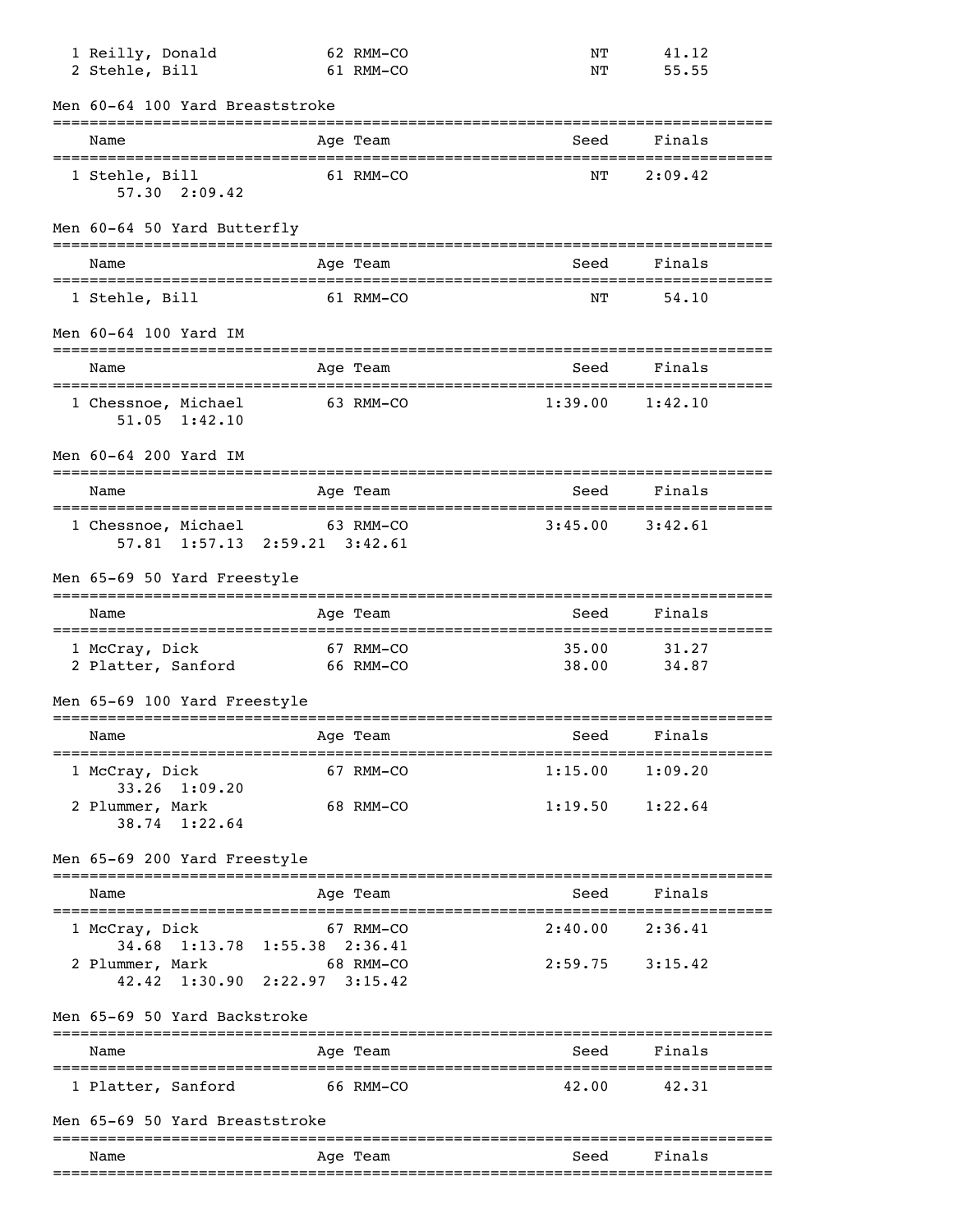| Name | Age | Team | Seed | Finals |
|---|---|---|---|---|
| 1 Reilly, Donald | 62 | RMM-CO | NT | 41.12 |
| 2 Stehle, Bill | 61 | RMM-CO | NT | 55.55 |

### Men 60-64 100 Yard Breaststroke

| Name | Age | Team | Seed | Finals |
|---|---|---|---|---|
| 1 Stehle, Bill | 61 | RMM-CO | NT | 2:09.42 |
| 57.30 2:09.42 | | | | |

### Men 60-64 50 Yard Butterfly

| Name | Age | Team | Seed | Finals |
|---|---|---|---|---|
| 1 Stehle, Bill | 61 | RMM-CO | NT | 54.10 |

### Men 60-64 100 Yard IM

| Name | Age | Team | Seed | Finals |
|---|---|---|---|---|
| 1 Chessnoe, Michael | 63 | RMM-CO | 1:39.00 | 1:42.10 |
| 51.05 1:42.10 | | | | |

### Men 60-64 200 Yard IM

| Name | Age | Team | Seed | Finals |
|---|---|---|---|---|
| 1 Chessnoe, Michael | 63 | RMM-CO | 3:45.00 | 3:42.61 |
| 57.81 1:57.13 2:59.21 3:42.61 | | | | |

### Men 65-69 50 Yard Freestyle

| Name | Age | Team | Seed | Finals |
|---|---|---|---|---|
| 1 McCray, Dick | 67 | RMM-CO | 35.00 | 31.27 |
| 2 Platter, Sanford | 66 | RMM-CO | 38.00 | 34.87 |

### Men 65-69 100 Yard Freestyle

| Name | Age | Team | Seed | Finals |
|---|---|---|---|---|
| 1 McCray, Dick | 67 | RMM-CO | 1:15.00 | 1:09.20 |
| 33.26 1:09.20 | | | | |
| 2 Plummer, Mark | 68 | RMM-CO | 1:19.50 | 1:22.64 |
| 38.74 1:22.64 | | | | |

### Men 65-69 200 Yard Freestyle

| Name | Age | Team | Seed | Finals |
|---|---|---|---|---|
| 1 McCray, Dick | 67 | RMM-CO | 2:40.00 | 2:36.41 |
| 34.68 1:13.78 1:55.38 2:36.41 | | | | |
| 2 Plummer, Mark | 68 | RMM-CO | 2:59.75 | 3:15.42 |
| 42.42 1:30.90 2:22.97 3:15.42 | | | | |

### Men 65-69 50 Yard Backstroke

| Name | Age | Team | Seed | Finals |
|---|---|---|---|---|
| 1 Platter, Sanford | 66 | RMM-CO | 42.00 | 42.31 |

### Men 65-69 50 Yard Breaststroke

| Name | Age | Team | Seed | Finals |
|---|---|---|---|---|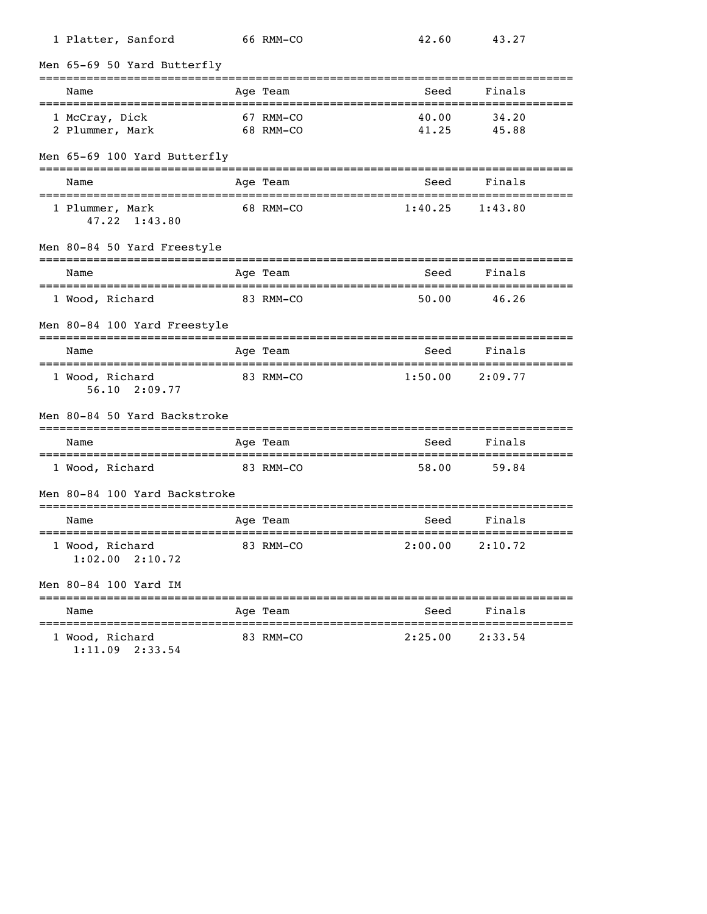| | | | | | |
|---|---|---|---|---|---|
| 1 | Platter, Sanford | 66 | RMM-CO | 42.60 | 43.27 |

Men 65-69 50 Yard Butterfly

| | Name | Age | Team | Seed | Finals |
|---|---|---|---|---|---|
| 1 | McCray, Dick | 67 | RMM-CO | 40.00 | 34.20 |
| 2 | Plummer, Mark | 68 | RMM-CO | 41.25 | 45.88 |

Men 65-69 100 Yard Butterfly

| | Name | Age | Team | Seed | Finals |
|---|---|---|---|---|---|
| 1 | Plummer, Mark | 68 | RMM-CO | 1:40.25 | 1:43.80 |
| | 47.22 1:43.80 | | | | |

Men 80-84 50 Yard Freestyle

| | Name | Age | Team | Seed | Finals |
|---|---|---|---|---|---|
| 1 | Wood, Richard | 83 | RMM-CO | 50.00 | 46.26 |

Men 80-84 100 Yard Freestyle

| | Name | Age | Team | Seed | Finals |
|---|---|---|---|---|---|
| 1 | Wood, Richard | 83 | RMM-CO | 1:50.00 | 2:09.77 |
| | 56.10 2:09.77 | | | | |

Men 80-84 50 Yard Backstroke

| | Name | Age | Team | Seed | Finals |
|---|---|---|---|---|---|
| 1 | Wood, Richard | 83 | RMM-CO | 58.00 | 59.84 |

Men 80-84 100 Yard Backstroke

| | Name | Age | Team | Seed | Finals |
|---|---|---|---|---|---|
| 1 | Wood, Richard | 83 | RMM-CO | 2:00.00 | 2:10.72 |
| | 1:02.00 2:10.72 | | | | |

Men 80-84 100 Yard IM

| | Name | Age | Team | Seed | Finals |
|---|---|---|---|---|---|
| 1 | Wood, Richard | 83 | RMM-CO | 2:25.00 | 2:33.54 |
| | 1:11.09 2:33.54 | | | | |